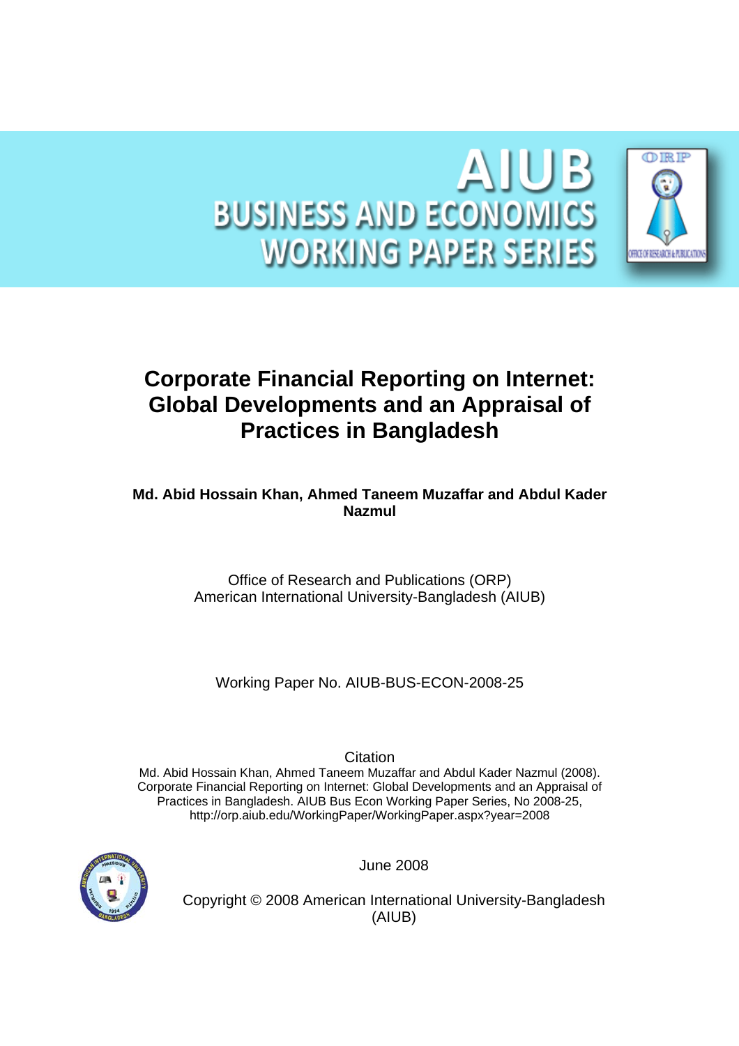# AIUB BUSINESS AND ECONOMICS WORKING PAPER SERIES

# Corporate Financial Reporting on Internet: Global Developments and an Appraisal of Practices in Bangladesh

**Md. Abid Hossain Khan, Ahmed Taneem Muzaffar and Abdul Kader Nazmul**

Office of Research and Publications (ORP)
American International University-Bangladesh (AIUB)

Working Paper No. AIUB-BUS-ECON-2008-25

Citation
Md. Abid Hossain Khan, Ahmed Taneem Muzaffar and Abdul Kader Nazmul (2008). Corporate Financial Reporting on Internet: Global Developments and an Appraisal of Practices in Bangladesh. AIUB Bus Econ Working Paper Series, No 2008-25, http://orp.aiub.edu/WorkingPaper/WorkingPaper.aspx?year=2008

June 2008

Copyright © 2008 American International University-Bangladesh (AIUB)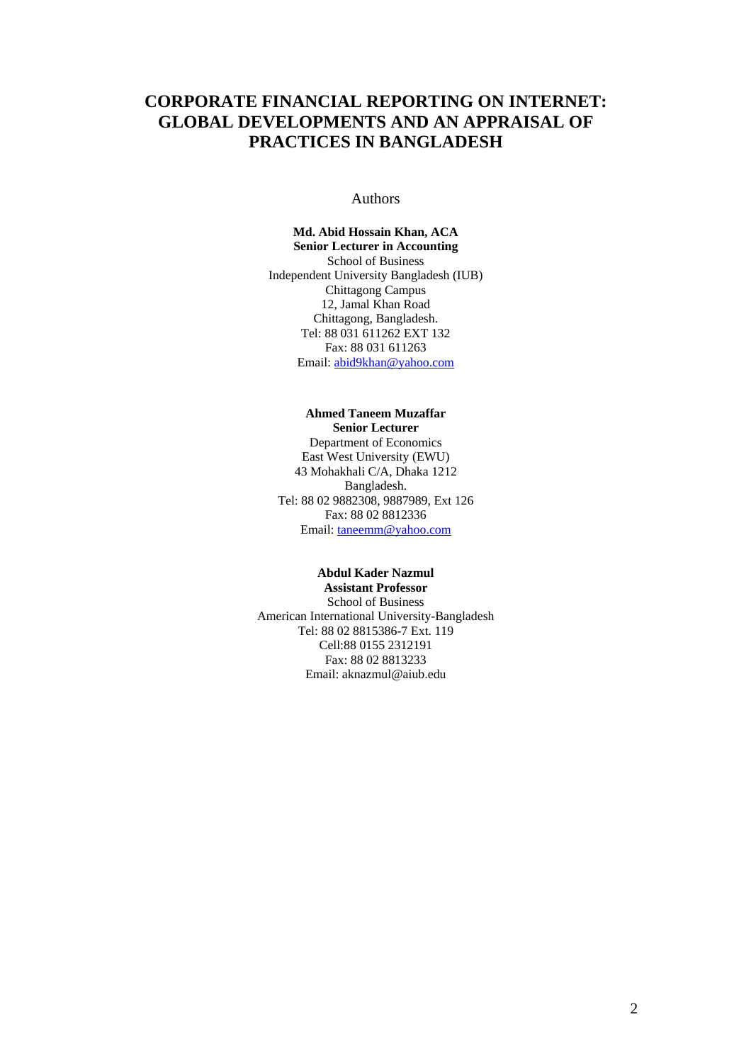# CORPORATE FINANCIAL REPORTING ON INTERNET: GLOBAL DEVELOPMENTS AND AN APPRAISAL OF PRACTICES IN BANGLADESH

Authors

**Md. Abid Hossain Khan, ACA**
**Senior Lecturer in Accounting**
School of Business
Independent University Bangladesh (IUB)
Chittagong Campus
12, Jamal Khan Road
Chittagong, Bangladesh.
Tel: 88 031 611262 EXT 132
Fax: 88 031 611263
Email: abid9khan@yahoo.com

**Ahmed Taneem Muzaffar**
**Senior Lecturer**
Department of Economics
East West University (EWU)
43 Mohakhali C/A, Dhaka 1212
Bangladesh.
Tel: 88 02 9882308, 9887989, Ext 126
Fax: 88 02 8812336
Email: taneemm@yahoo.com

**Abdul Kader Nazmul**
**Assistant Professor**
School of Business
American International University-Bangladesh
Tel: 88 02 8815386-7 Ext. 119
Cell:88 0155 2312191
Fax: 88 02 8813233
Email: aknazmul@aiub.edu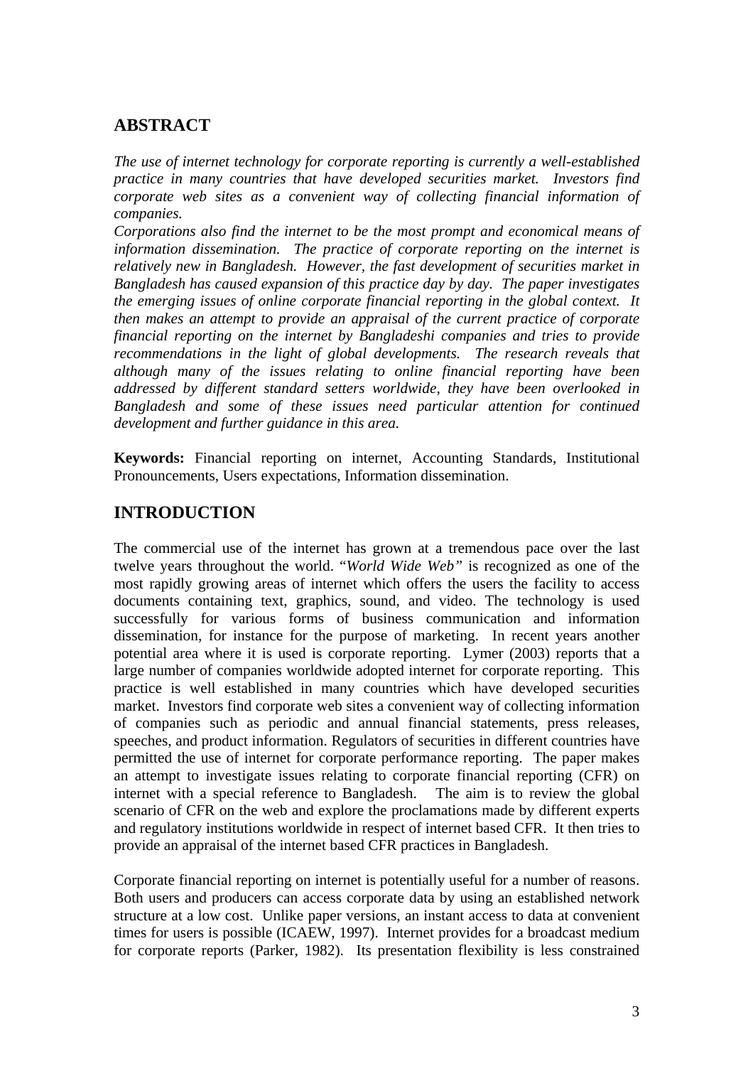## ABSTRACT

*The use of internet technology for corporate reporting is currently a well-established practice in many countries that have developed securities market. Investors find corporate web sites as a convenient way of collecting financial information of companies.*

*Corporations also find the internet to be the most prompt and economical means of information dissemination. The practice of corporate reporting on the internet is relatively new in Bangladesh. However, the fast development of securities market in Bangladesh has caused expansion of this practice day by day. The paper investigates the emerging issues of online corporate financial reporting in the global context. It then makes an attempt to provide an appraisal of the current practice of corporate financial reporting on the internet by Bangladeshi companies and tries to provide recommendations in the light of global developments. The research reveals that although many of the issues relating to online financial reporting have been addressed by different standard setters worldwide, they have been overlooked in Bangladesh and some of these issues need particular attention for continued development and further guidance in this area.*

**Keywords:** Financial reporting on internet, Accounting Standards, Institutional Pronouncements, Users expectations, Information dissemination.

## INTRODUCTION

The commercial use of the internet has grown at a tremendous pace over the last twelve years throughout the world. "*World Wide Web"* is recognized as one of the most rapidly growing areas of internet which offers the users the facility to access documents containing text, graphics, sound, and video. The technology is used successfully for various forms of business communication and information dissemination, for instance for the purpose of marketing. In recent years another potential area where it is used is corporate reporting. Lymer (2003) reports that a large number of companies worldwide adopted internet for corporate reporting. This practice is well established in many countries which have developed securities market. Investors find corporate web sites a convenient way of collecting information of companies such as periodic and annual financial statements, press releases, speeches, and product information. Regulators of securities in different countries have permitted the use of internet for corporate performance reporting. The paper makes an attempt to investigate issues relating to corporate financial reporting (CFR) on internet with a special reference to Bangladesh. The aim is to review the global scenario of CFR on the web and explore the proclamations made by different experts and regulatory institutions worldwide in respect of internet based CFR. It then tries to provide an appraisal of the internet based CFR practices in Bangladesh.

Corporate financial reporting on internet is potentially useful for a number of reasons. Both users and producers can access corporate data by using an established network structure at a low cost. Unlike paper versions, an instant access to data at convenient times for users is possible (ICAEW, 1997). Internet provides for a broadcast medium for corporate reports (Parker, 1982). Its presentation flexibility is less constrained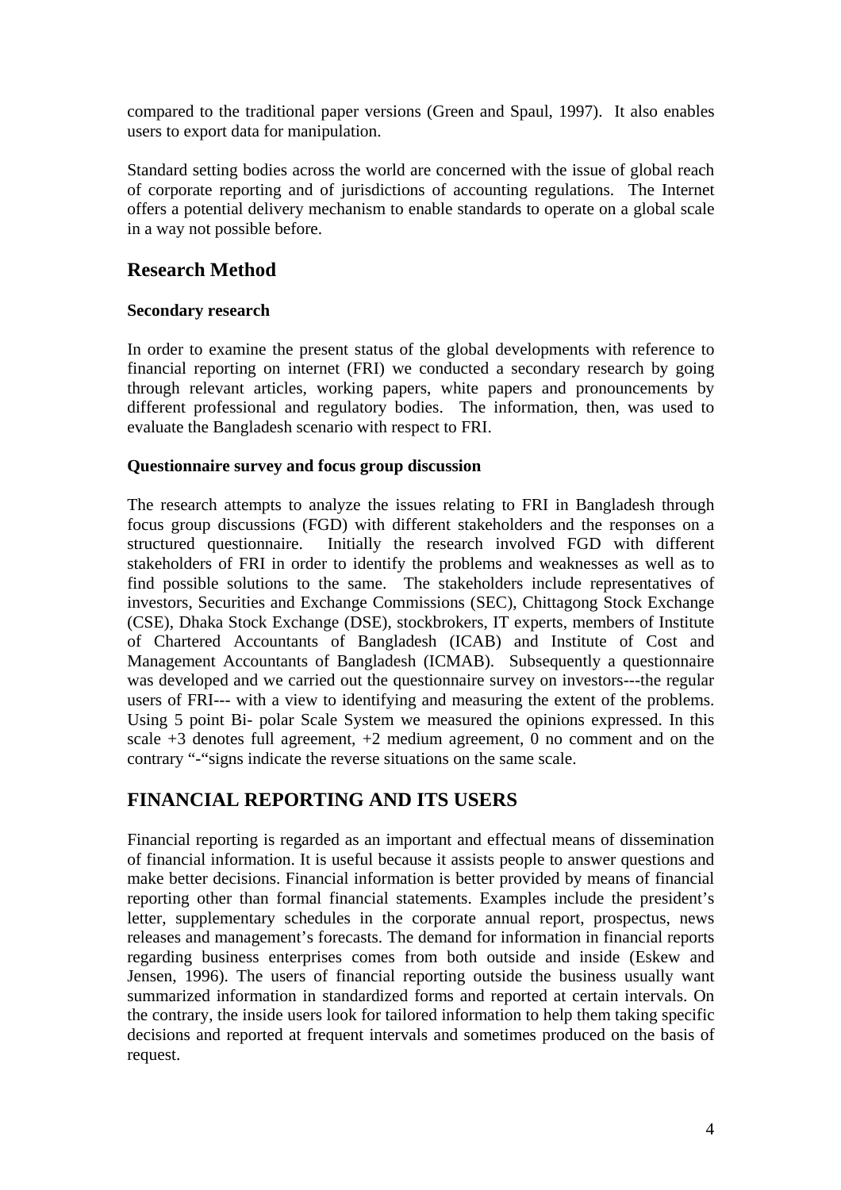compared to the traditional paper versions (Green and Spaul, 1997). It also enables users to export data for manipulation.

Standard setting bodies across the world are concerned with the issue of global reach of corporate reporting and of jurisdictions of accounting regulations. The Internet offers a potential delivery mechanism to enable standards to operate on a global scale in a way not possible before.

## Research Method

### Secondary research

In order to examine the present status of the global developments with reference to financial reporting on internet (FRI) we conducted a secondary research by going through relevant articles, working papers, white papers and pronouncements by different professional and regulatory bodies. The information, then, was used to evaluate the Bangladesh scenario with respect to FRI.

### Questionnaire survey and focus group discussion

The research attempts to analyze the issues relating to FRI in Bangladesh through focus group discussions (FGD) with different stakeholders and the responses on a structured questionnaire. Initially the research involved FGD with different stakeholders of FRI in order to identify the problems and weaknesses as well as to find possible solutions to the same. The stakeholders include representatives of investors, Securities and Exchange Commissions (SEC), Chittagong Stock Exchange (CSE), Dhaka Stock Exchange (DSE), stockbrokers, IT experts, members of Institute of Chartered Accountants of Bangladesh (ICAB) and Institute of Cost and Management Accountants of Bangladesh (ICMAB). Subsequently a questionnaire was developed and we carried out the questionnaire survey on investors---the regular users of FRI--- with a view to identifying and measuring the extent of the problems. Using 5 point Bi- polar Scale System we measured the opinions expressed. In this scale +3 denotes full agreement, +2 medium agreement, 0 no comment and on the contrary "-"signs indicate the reverse situations on the same scale.

## FINANCIAL REPORTING AND ITS USERS

Financial reporting is regarded as an important and effectual means of dissemination of financial information. It is useful because it assists people to answer questions and make better decisions. Financial information is better provided by means of financial reporting other than formal financial statements. Examples include the president's letter, supplementary schedules in the corporate annual report, prospectus, news releases and management's forecasts. The demand for information in financial reports regarding business enterprises comes from both outside and inside (Eskew and Jensen, 1996). The users of financial reporting outside the business usually want summarized information in standardized forms and reported at certain intervals. On the contrary, the inside users look for tailored information to help them taking specific decisions and reported at frequent intervals and sometimes produced on the basis of request.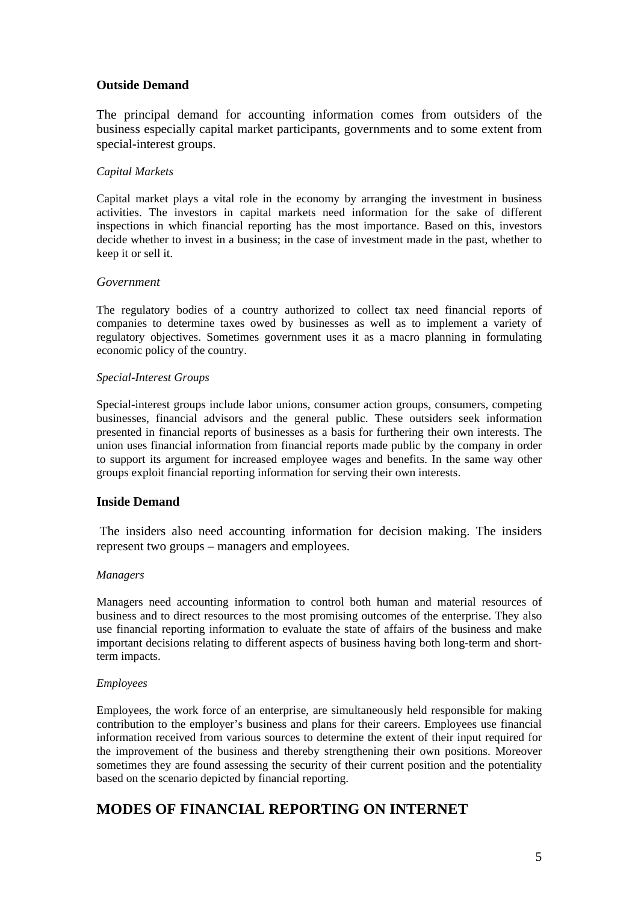### Outside Demand

The principal demand for accounting information comes from outsiders of the business especially capital market participants, governments and to some extent from special-interest groups.

*Capital Markets*

Capital market plays a vital role in the economy by arranging the investment in business activities. The investors in capital markets need information for the sake of different inspections in which financial reporting has the most importance. Based on this, investors decide whether to invest in a business; in the case of investment made in the past, whether to keep it or sell it.

*Government*

The regulatory bodies of a country authorized to collect tax need financial reports of companies to determine taxes owed by businesses as well as to implement a variety of regulatory objectives. Sometimes government uses it as a macro planning in formulating economic policy of the country.

*Special-Interest Groups*

Special-interest groups include labor unions, consumer action groups, consumers, competing businesses, financial advisors and the general public. These outsiders seek information presented in financial reports of businesses as a basis for furthering their own interests. The union uses financial information from financial reports made public by the company in order to support its argument for increased employee wages and benefits. In the same way other groups exploit financial reporting information for serving their own interests.

### Inside Demand

The insiders also need accounting information for decision making. The insiders represent two groups – managers and employees.

*Managers*

Managers need accounting information to control both human and material resources of business and to direct resources to the most promising outcomes of the enterprise. They also use financial reporting information to evaluate the state of affairs of the business and make important decisions relating to different aspects of business having both long-term and short-term impacts.

*Employees*

Employees, the work force of an enterprise, are simultaneously held responsible for making contribution to the employer's business and plans for their careers. Employees use financial information received from various sources to determine the extent of their input required for the improvement of the business and thereby strengthening their own positions. Moreover sometimes they are found assessing the security of their current position and the potentiality based on the scenario depicted by financial reporting.

## MODES OF FINANCIAL REPORTING ON INTERNET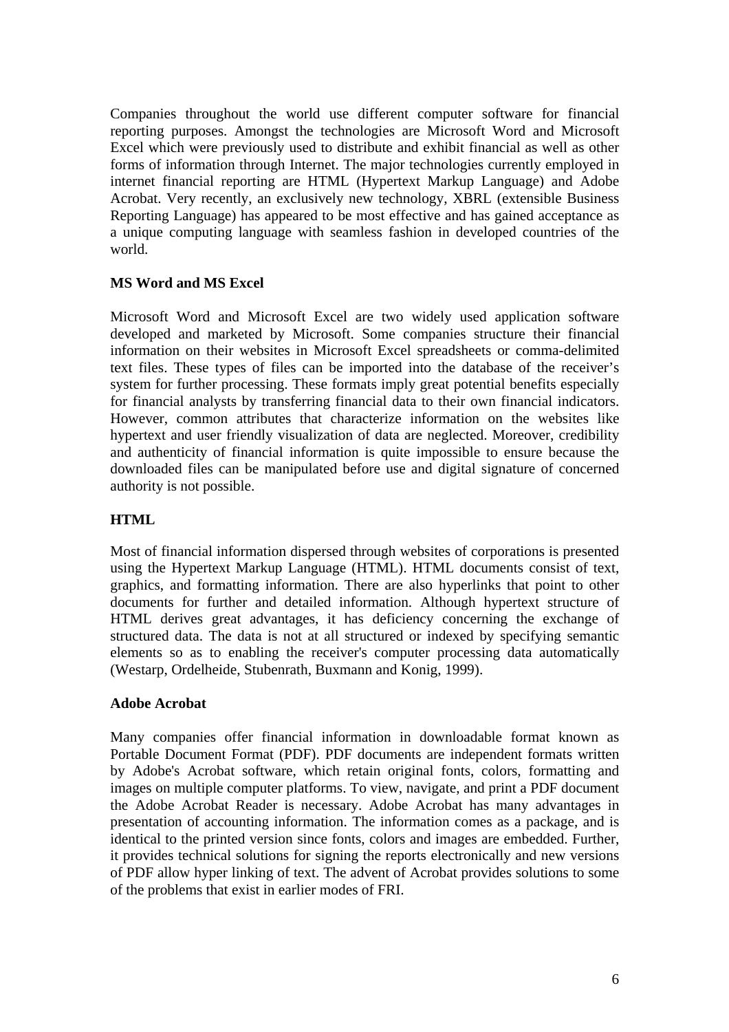Companies throughout the world use different computer software for financial reporting purposes. Amongst the technologies are Microsoft Word and Microsoft Excel which were previously used to distribute and exhibit financial as well as other forms of information through Internet. The major technologies currently employed in internet financial reporting are HTML (Hypertext Markup Language) and Adobe Acrobat. Very recently, an exclusively new technology, XBRL (extensible Business Reporting Language) has appeared to be most effective and has gained acceptance as a unique computing language with seamless fashion in developed countries of the world.

**MS Word and MS Excel**

Microsoft Word and Microsoft Excel are two widely used application software developed and marketed by Microsoft. Some companies structure their financial information on their websites in Microsoft Excel spreadsheets or comma-delimited text files. These types of files can be imported into the database of the receiver's system for further processing. These formats imply great potential benefits especially for financial analysts by transferring financial data to their own financial indicators. However, common attributes that characterize information on the websites like hypertext and user friendly visualization of data are neglected. Moreover, credibility and authenticity of financial information is quite impossible to ensure because the downloaded files can be manipulated before use and digital signature of concerned authority is not possible.

**HTML**

Most of financial information dispersed through websites of corporations is presented using the Hypertext Markup Language (HTML). HTML documents consist of text, graphics, and formatting information. There are also hyperlinks that point to other documents for further and detailed information. Although hypertext structure of HTML derives great advantages, it has deficiency concerning the exchange of structured data. The data is not at all structured or indexed by specifying semantic elements so as to enabling the receiver's computer processing data automatically (Westarp, Ordelheide, Stubenrath, Buxmann and Konig, 1999).

**Adobe Acrobat**

Many companies offer financial information in downloadable format known as Portable Document Format (PDF). PDF documents are independent formats written by Adobe's Acrobat software, which retain original fonts, colors, formatting and images on multiple computer platforms. To view, navigate, and print a PDF document the Adobe Acrobat Reader is necessary. Adobe Acrobat has many advantages in presentation of accounting information. The information comes as a package, and is identical to the printed version since fonts, colors and images are embedded. Further, it provides technical solutions for signing the reports electronically and new versions of PDF allow hyper linking of text. The advent of Acrobat provides solutions to some of the problems that exist in earlier modes of FRI.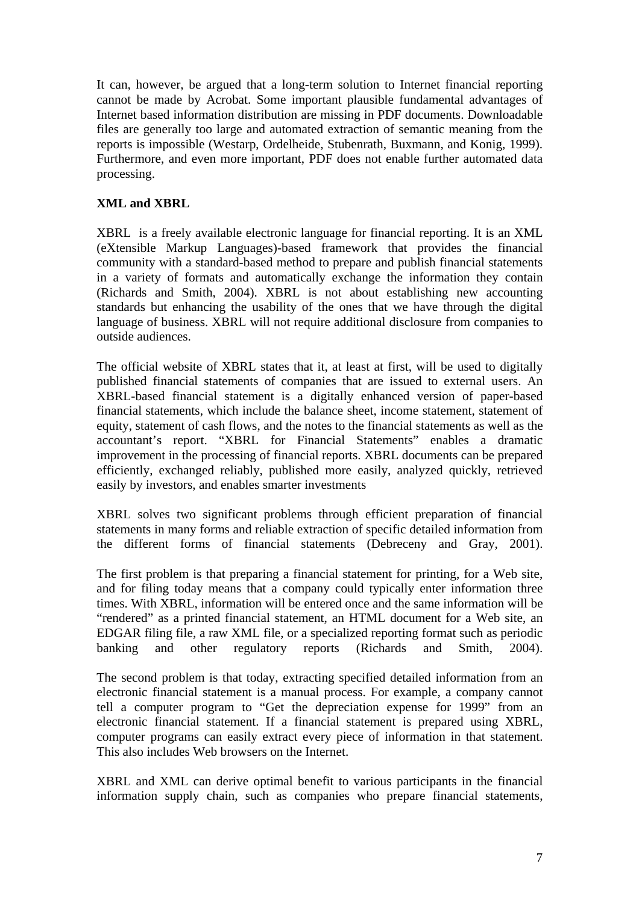It can, however, be argued that a long-term solution to Internet financial reporting cannot be made by Acrobat. Some important plausible fundamental advantages of Internet based information distribution are missing in PDF documents. Downloadable files are generally too large and automated extraction of semantic meaning from the reports is impossible (Westarp, Ordelheide, Stubenrath, Buxmann, and Konig, 1999). Furthermore, and even more important, PDF does not enable further automated data processing.

**XML and XBRL**

XBRL is a freely available electronic language for financial reporting. It is an XML (eXtensible Markup Languages)-based framework that provides the financial community with a standard-based method to prepare and publish financial statements in a variety of formats and automatically exchange the information they contain (Richards and Smith, 2004). XBRL is not about establishing new accounting standards but enhancing the usability of the ones that we have through the digital language of business. XBRL will not require additional disclosure from companies to outside audiences.

The official website of XBRL states that it, at least at first, will be used to digitally published financial statements of companies that are issued to external users. An XBRL-based financial statement is a digitally enhanced version of paper-based financial statements, which include the balance sheet, income statement, statement of equity, statement of cash flows, and the notes to the financial statements as well as the accountant's report. "XBRL for Financial Statements" enables a dramatic improvement in the processing of financial reports. XBRL documents can be prepared efficiently, exchanged reliably, published more easily, analyzed quickly, retrieved easily by investors, and enables smarter investments

XBRL solves two significant problems through efficient preparation of financial statements in many forms and reliable extraction of specific detailed information from the different forms of financial statements (Debreceny and Gray, 2001).

The first problem is that preparing a financial statement for printing, for a Web site, and for filing today means that a company could typically enter information three times. With XBRL, information will be entered once and the same information will be "rendered" as a printed financial statement, an HTML document for a Web site, an EDGAR filing file, a raw XML file, or a specialized reporting format such as periodic banking and other regulatory reports (Richards and Smith, 2004).

The second problem is that today, extracting specified detailed information from an electronic financial statement is a manual process. For example, a company cannot tell a computer program to "Get the depreciation expense for 1999" from an electronic financial statement. If a financial statement is prepared using XBRL, computer programs can easily extract every piece of information in that statement. This also includes Web browsers on the Internet.

XBRL and XML can derive optimal benefit to various participants in the financial information supply chain, such as companies who prepare financial statements,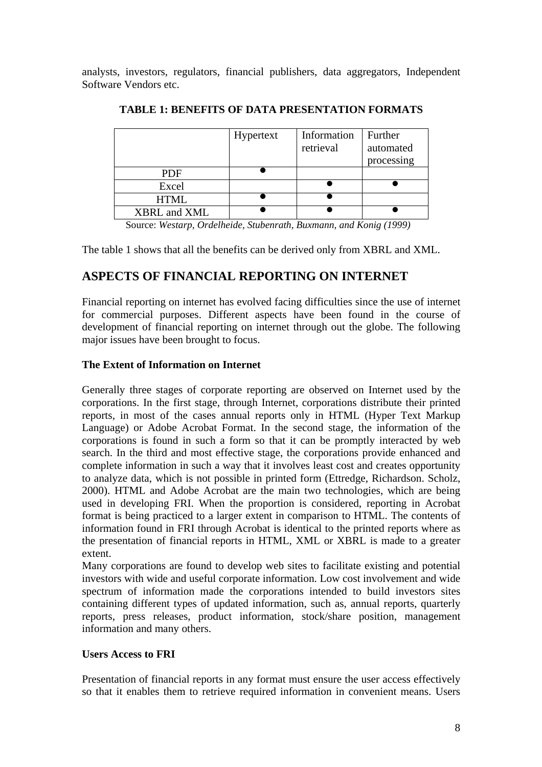analysts, investors, regulators, financial publishers, data aggregators, Independent Software Vendors etc.

**TABLE 1: BENEFITS OF DATA PRESENTATION FORMATS**

| | Hypertext | Information retrieval | Further automated processing |
|---|---|---|---|
| PDF | ● | | |
| Excel | | ● | ● |
| HTML | ● | ● | |
| XBRL and XML | ● | ● | ● |

Source: *Westarp, Ordelheide, Stubenrath, Buxmann, and Konig (1999)*

The table 1 shows that all the benefits can be derived only from XBRL and XML.

## ASPECTS OF FINANCIAL REPORTING ON INTERNET

Financial reporting on internet has evolved facing difficulties since the use of internet for commercial purposes. Different aspects have been found in the course of development of financial reporting on internet through out the globe. The following major issues have been brought to focus.

### The Extent of Information on Internet

Generally three stages of corporate reporting are observed on Internet used by the corporations. In the first stage, through Internet, corporations distribute their printed reports, in most of the cases annual reports only in HTML (Hyper Text Markup Language) or Adobe Acrobat Format. In the second stage, the information of the corporations is found in such a form so that it can be promptly interacted by web search. In the third and most effective stage, the corporations provide enhanced and complete information in such a way that it involves least cost and creates opportunity to analyze data, which is not possible in printed form (Ettredge, Richardson. Scholz, 2000). HTML and Adobe Acrobat are the main two technologies, which are being used in developing FRI. When the proportion is considered, reporting in Acrobat format is being practiced to a larger extent in comparison to HTML. The contents of information found in FRI through Acrobat is identical to the printed reports where as the presentation of financial reports in HTML, XML or XBRL is made to a greater extent.

Many corporations are found to develop web sites to facilitate existing and potential investors with wide and useful corporate information. Low cost involvement and wide spectrum of information made the corporations intended to build investors sites containing different types of updated information, such as, annual reports, quarterly reports, press releases, product information, stock/share position, management information and many others.

### Users Access to FRI

Presentation of financial reports in any format must ensure the user access effectively so that it enables them to retrieve required information in convenient means. Users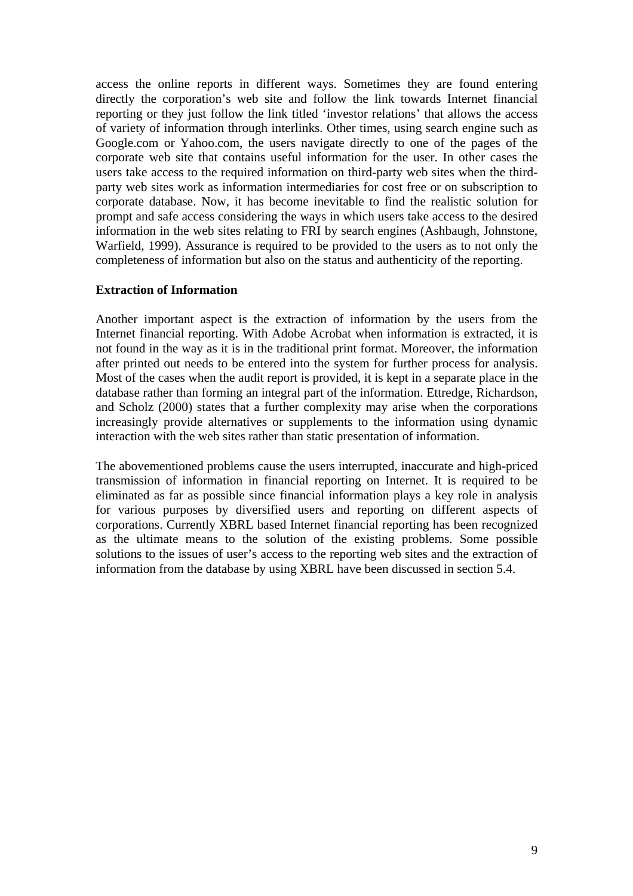access the online reports in different ways. Sometimes they are found entering directly the corporation's web site and follow the link towards Internet financial reporting or they just follow the link titled 'investor relations' that allows the access of variety of information through interlinks. Other times, using search engine such as Google.com or Yahoo.com, the users navigate directly to one of the pages of the corporate web site that contains useful information for the user. In other cases the users take access to the required information on third-party web sites when the third-party web sites work as information intermediaries for cost free or on subscription to corporate database. Now, it has become inevitable to find the realistic solution for prompt and safe access considering the ways in which users take access to the desired information in the web sites relating to FRI by search engines (Ashbaugh, Johnstone, Warfield, 1999). Assurance is required to be provided to the users as to not only the completeness of information but also on the status and authenticity of the reporting.

**Extraction of Information**

Another important aspect is the extraction of information by the users from the Internet financial reporting. With Adobe Acrobat when information is extracted, it is not found in the way as it is in the traditional print format. Moreover, the information after printed out needs to be entered into the system for further process for analysis. Most of the cases when the audit report is provided, it is kept in a separate place in the database rather than forming an integral part of the information. Ettredge, Richardson, and Scholz (2000) states that a further complexity may arise when the corporations increasingly provide alternatives or supplements to the information using dynamic interaction with the web sites rather than static presentation of information.

The abovementioned problems cause the users interrupted, inaccurate and high-priced transmission of information in financial reporting on Internet. It is required to be eliminated as far as possible since financial information plays a key role in analysis for various purposes by diversified users and reporting on different aspects of corporations. Currently XBRL based Internet financial reporting has been recognized as the ultimate means to the solution of the existing problems. Some possible solutions to the issues of user's access to the reporting web sites and the extraction of information from the database by using XBRL have been discussed in section 5.4.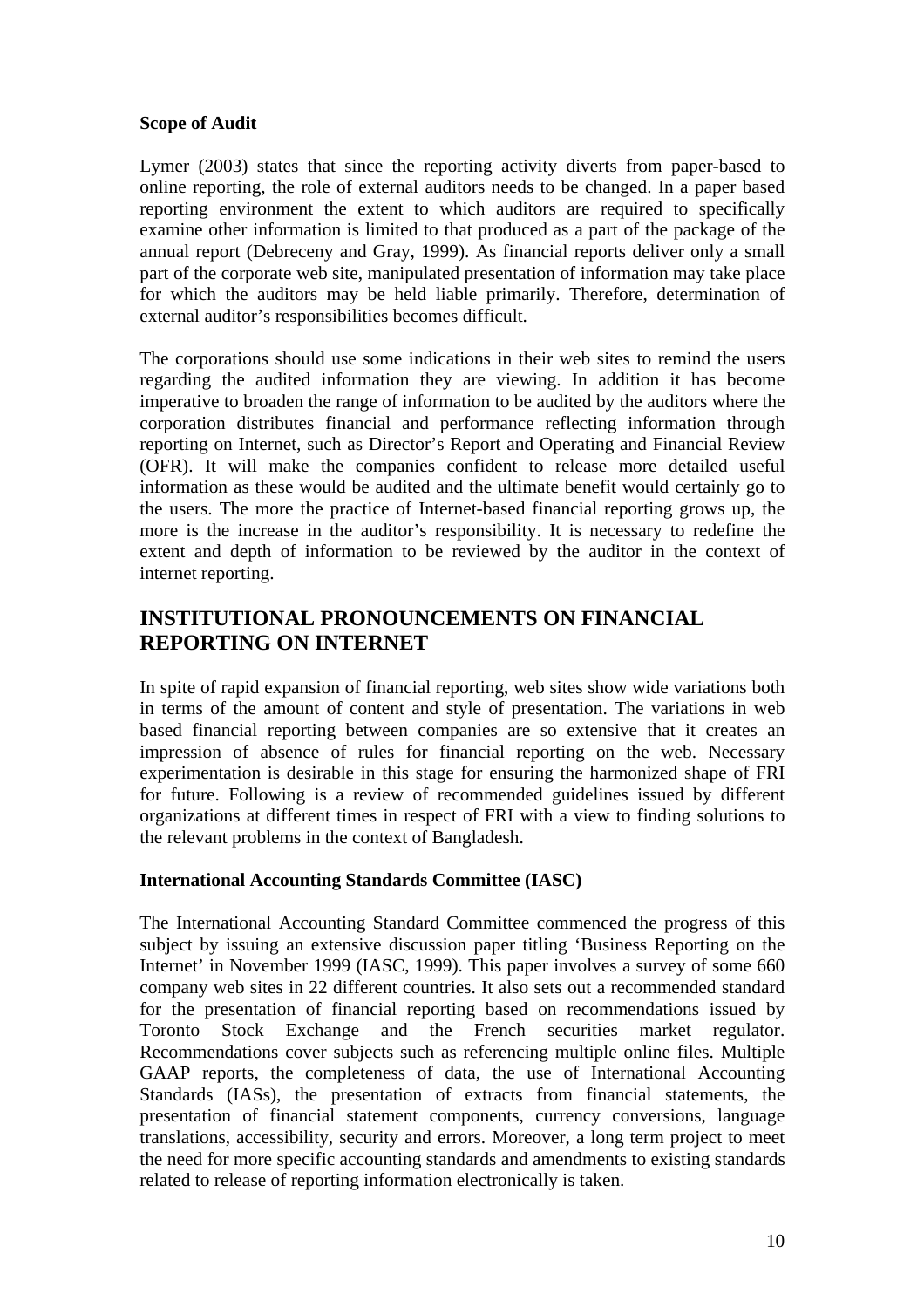**Scope of Audit**

Lymer (2003) states that since the reporting activity diverts from paper-based to online reporting, the role of external auditors needs to be changed. In a paper based reporting environment the extent to which auditors are required to specifically examine other information is limited to that produced as a part of the package of the annual report (Debreceny and Gray, 1999). As financial reports deliver only a small part of the corporate web site, manipulated presentation of information may take place for which the auditors may be held liable primarily. Therefore, determination of external auditor's responsibilities becomes difficult.

The corporations should use some indications in their web sites to remind the users regarding the audited information they are viewing. In addition it has become imperative to broaden the range of information to be audited by the auditors where the corporation distributes financial and performance reflecting information through reporting on Internet, such as Director's Report and Operating and Financial Review (OFR). It will make the companies confident to release more detailed useful information as these would be audited and the ultimate benefit would certainly go to the users. The more the practice of Internet-based financial reporting grows up, the more is the increase in the auditor's responsibility. It is necessary to redefine the extent and depth of information to be reviewed by the auditor in the context of internet reporting.

## INSTITUTIONAL PRONOUNCEMENTS ON FINANCIAL REPORTING ON INTERNET

In spite of rapid expansion of financial reporting, web sites show wide variations both in terms of the amount of content and style of presentation. The variations in web based financial reporting between companies are so extensive that it creates an impression of absence of rules for financial reporting on the web. Necessary experimentation is desirable in this stage for ensuring the harmonized shape of FRI for future. Following is a review of recommended guidelines issued by different organizations at different times in respect of FRI with a view to finding solutions to the relevant problems in the context of Bangladesh.

**International Accounting Standards Committee (IASC)**

The International Accounting Standard Committee commenced the progress of this subject by issuing an extensive discussion paper titling 'Business Reporting on the Internet' in November 1999 (IASC, 1999). This paper involves a survey of some 660 company web sites in 22 different countries. It also sets out a recommended standard for the presentation of financial reporting based on recommendations issued by Toronto Stock Exchange and the French securities market regulator. Recommendations cover subjects such as referencing multiple online files. Multiple GAAP reports, the completeness of data, the use of International Accounting Standards (IASs), the presentation of extracts from financial statements, the presentation of financial statement components, currency conversions, language translations, accessibility, security and errors. Moreover, a long term project to meet the need for more specific accounting standards and amendments to existing standards related to release of reporting information electronically is taken.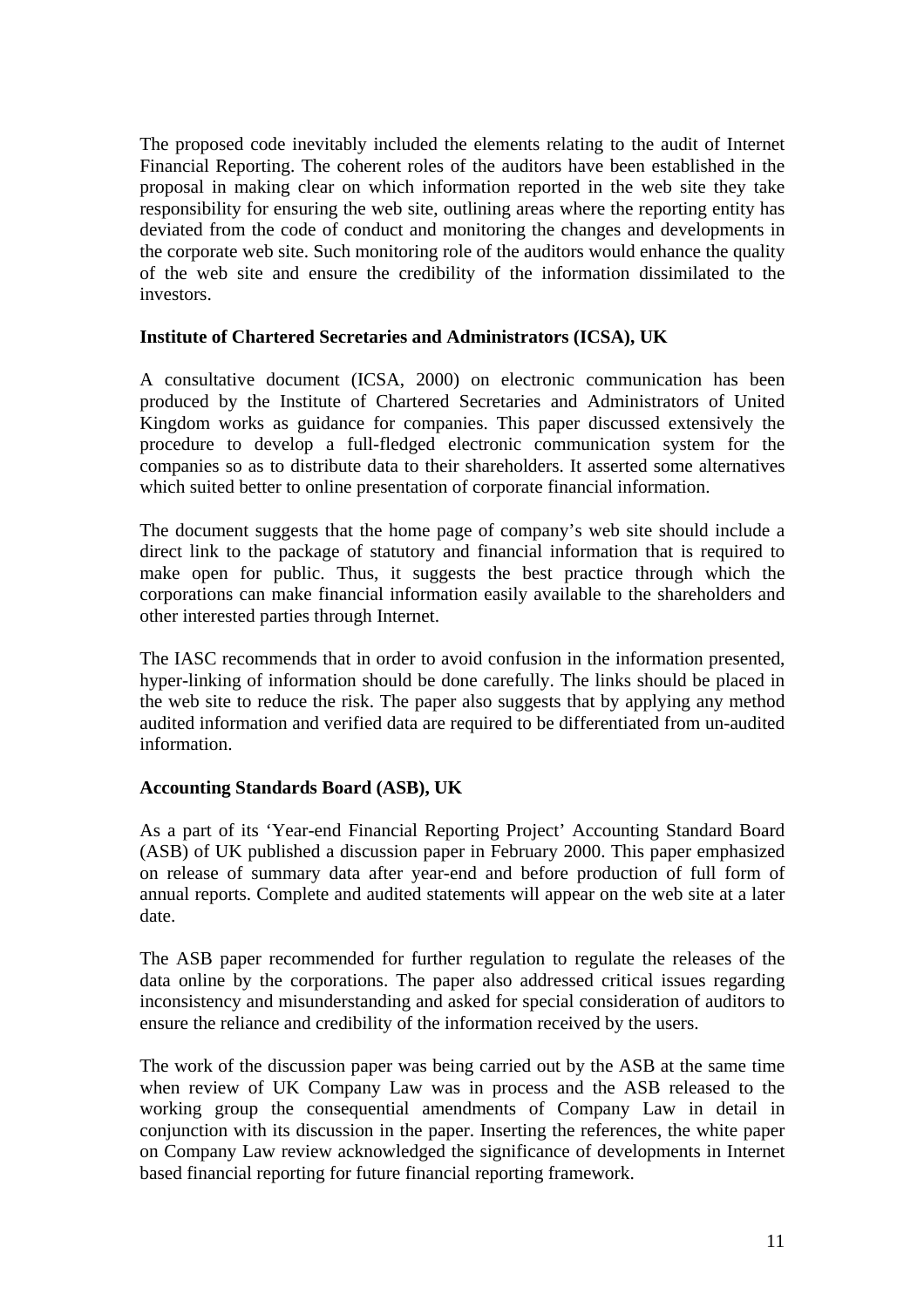The proposed code inevitably included the elements relating to the audit of Internet Financial Reporting. The coherent roles of the auditors have been established in the proposal in making clear on which information reported in the web site they take responsibility for ensuring the web site, outlining areas where the reporting entity has deviated from the code of conduct and monitoring the changes and developments in the corporate web site. Such monitoring role of the auditors would enhance the quality of the web site and ensure the credibility of the information dissimilated to the investors.

**Institute of Chartered Secretaries and Administrators (ICSA), UK**

A consultative document (ICSA, 2000) on electronic communication has been produced by the Institute of Chartered Secretaries and Administrators of United Kingdom works as guidance for companies. This paper discussed extensively the procedure to develop a full-fledged electronic communication system for the companies so as to distribute data to their shareholders. It asserted some alternatives which suited better to online presentation of corporate financial information.

The document suggests that the home page of company's web site should include a direct link to the package of statutory and financial information that is required to make open for public. Thus, it suggests the best practice through which the corporations can make financial information easily available to the shareholders and other interested parties through Internet.

The IASC recommends that in order to avoid confusion in the information presented, hyper-linking of information should be done carefully. The links should be placed in the web site to reduce the risk. The paper also suggests that by applying any method audited information and verified data are required to be differentiated from un-audited information.

**Accounting Standards Board (ASB), UK**

As a part of its 'Year-end Financial Reporting Project' Accounting Standard Board (ASB) of UK published a discussion paper in February 2000. This paper emphasized on release of summary data after year-end and before production of full form of annual reports. Complete and audited statements will appear on the web site at a later date.

The ASB paper recommended for further regulation to regulate the releases of the data online by the corporations. The paper also addressed critical issues regarding inconsistency and misunderstanding and asked for special consideration of auditors to ensure the reliance and credibility of the information received by the users.

The work of the discussion paper was being carried out by the ASB at the same time when review of UK Company Law was in process and the ASB released to the working group the consequential amendments of Company Law in detail in conjunction with its discussion in the paper. Inserting the references, the white paper on Company Law review acknowledged the significance of developments in Internet based financial reporting for future financial reporting framework.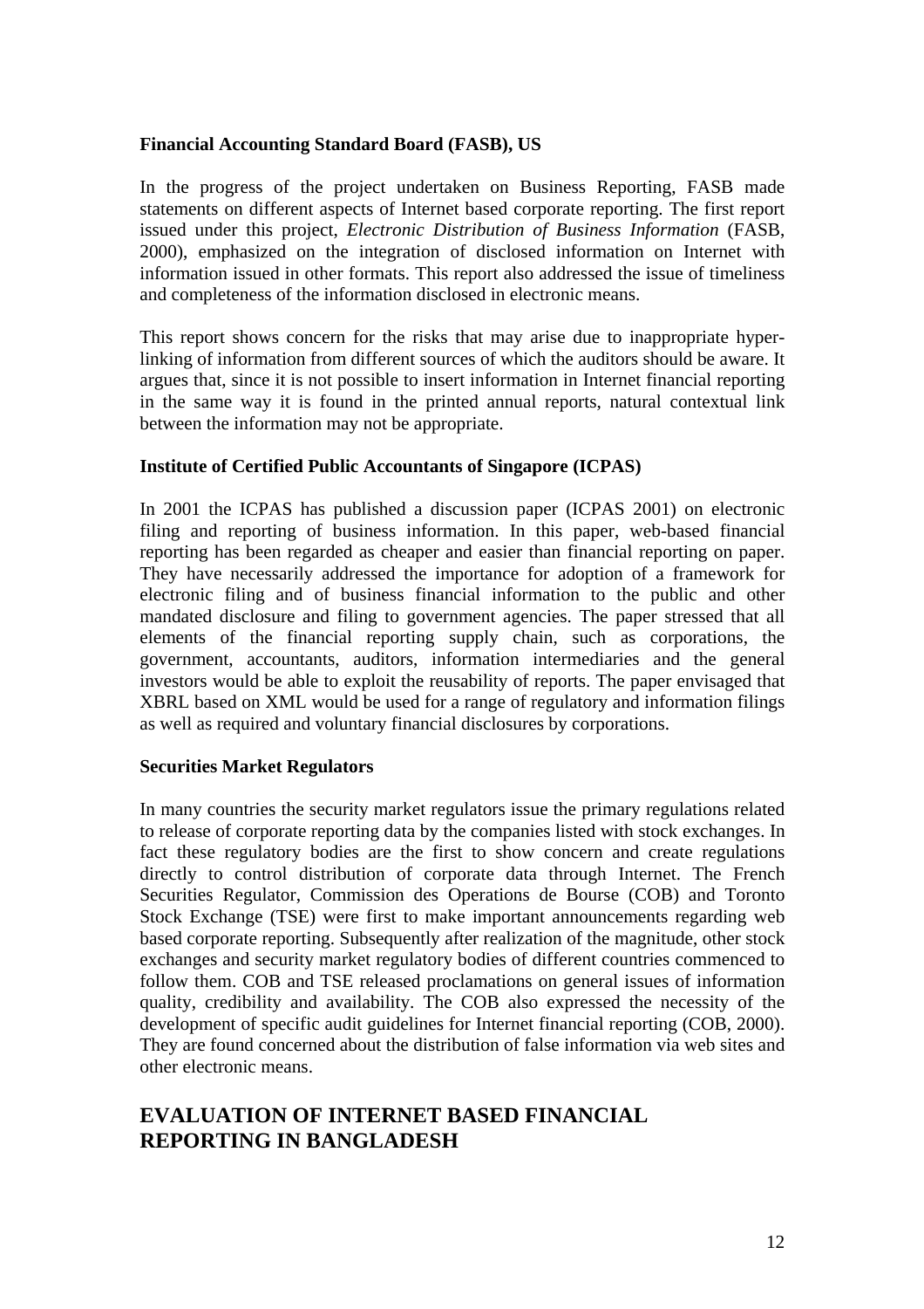**Financial Accounting Standard Board (FASB), US**

In the progress of the project undertaken on Business Reporting, FASB made statements on different aspects of Internet based corporate reporting. The first report issued under this project, *Electronic Distribution of Business Information* (FASB, 2000), emphasized on the integration of disclosed information on Internet with information issued in other formats. This report also addressed the issue of timeliness and completeness of the information disclosed in electronic means.

This report shows concern for the risks that may arise due to inappropriate hyper-linking of information from different sources of which the auditors should be aware. It argues that, since it is not possible to insert information in Internet financial reporting in the same way it is found in the printed annual reports, natural contextual link between the information may not be appropriate.

**Institute of Certified Public Accountants of Singapore (ICPAS)**

In 2001 the ICPAS has published a discussion paper (ICPAS 2001) on electronic filing and reporting of business information. In this paper, web-based financial reporting has been regarded as cheaper and easier than financial reporting on paper. They have necessarily addressed the importance for adoption of a framework for electronic filing and of business financial information to the public and other mandated disclosure and filing to government agencies. The paper stressed that all elements of the financial reporting supply chain, such as corporations, the government, accountants, auditors, information intermediaries and the general investors would be able to exploit the reusability of reports. The paper envisaged that XBRL based on XML would be used for a range of regulatory and information filings as well as required and voluntary financial disclosures by corporations.

**Securities Market Regulators**

In many countries the security market regulators issue the primary regulations related to release of corporate reporting data by the companies listed with stock exchanges. In fact these regulatory bodies are the first to show concern and create regulations directly to control distribution of corporate data through Internet. The French Securities Regulator, Commission des Operations de Bourse (COB) and Toronto Stock Exchange (TSE) were first to make important announcements regarding web based corporate reporting. Subsequently after realization of the magnitude, other stock exchanges and security market regulatory bodies of different countries commenced to follow them. COB and TSE released proclamations on general issues of information quality, credibility and availability. The COB also expressed the necessity of the development of specific audit guidelines for Internet financial reporting (COB, 2000). They are found concerned about the distribution of false information via web sites and other electronic means.

## EVALUATION OF INTERNET BASED FINANCIAL REPORTING IN BANGLADESH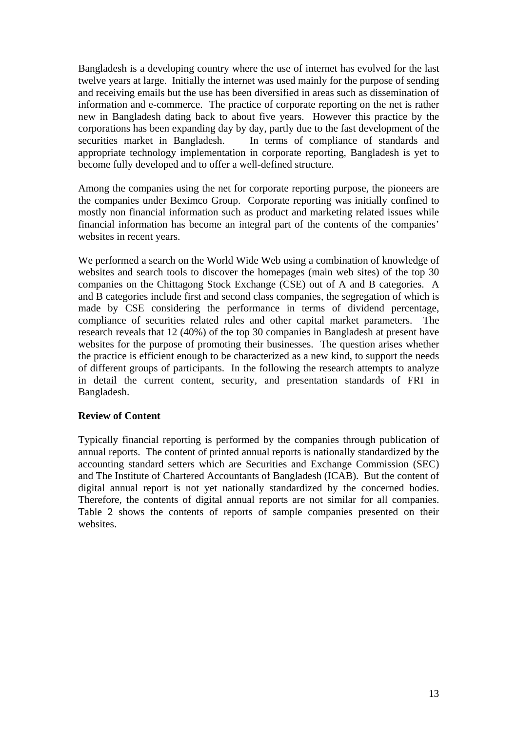Bangladesh is a developing country where the use of internet has evolved for the last twelve years at large. Initially the internet was used mainly for the purpose of sending and receiving emails but the use has been diversified in areas such as dissemination of information and e-commerce. The practice of corporate reporting on the net is rather new in Bangladesh dating back to about five years. However this practice by the corporations has been expanding day by day, partly due to the fast development of the securities market in Bangladesh. In terms of compliance of standards and appropriate technology implementation in corporate reporting, Bangladesh is yet to become fully developed and to offer a well-defined structure.

Among the companies using the net for corporate reporting purpose, the pioneers are the companies under Beximco Group. Corporate reporting was initially confined to mostly non financial information such as product and marketing related issues while financial information has become an integral part of the contents of the companies' websites in recent years.

We performed a search on the World Wide Web using a combination of knowledge of websites and search tools to discover the homepages (main web sites) of the top 30 companies on the Chittagong Stock Exchange (CSE) out of A and B categories. A and B categories include first and second class companies, the segregation of which is made by CSE considering the performance in terms of dividend percentage, compliance of securities related rules and other capital market parameters. The research reveals that 12 (40%) of the top 30 companies in Bangladesh at present have websites for the purpose of promoting their businesses. The question arises whether the practice is efficient enough to be characterized as a new kind, to support the needs of different groups of participants. In the following the research attempts to analyze in detail the current content, security, and presentation standards of FRI in Bangladesh.

**Review of Content**

Typically financial reporting is performed by the companies through publication of annual reports. The content of printed annual reports is nationally standardized by the accounting standard setters which are Securities and Exchange Commission (SEC) and The Institute of Chartered Accountants of Bangladesh (ICAB). But the content of digital annual report is not yet nationally standardized by the concerned bodies. Therefore, the contents of digital annual reports are not similar for all companies. Table 2 shows the contents of reports of sample companies presented on their websites.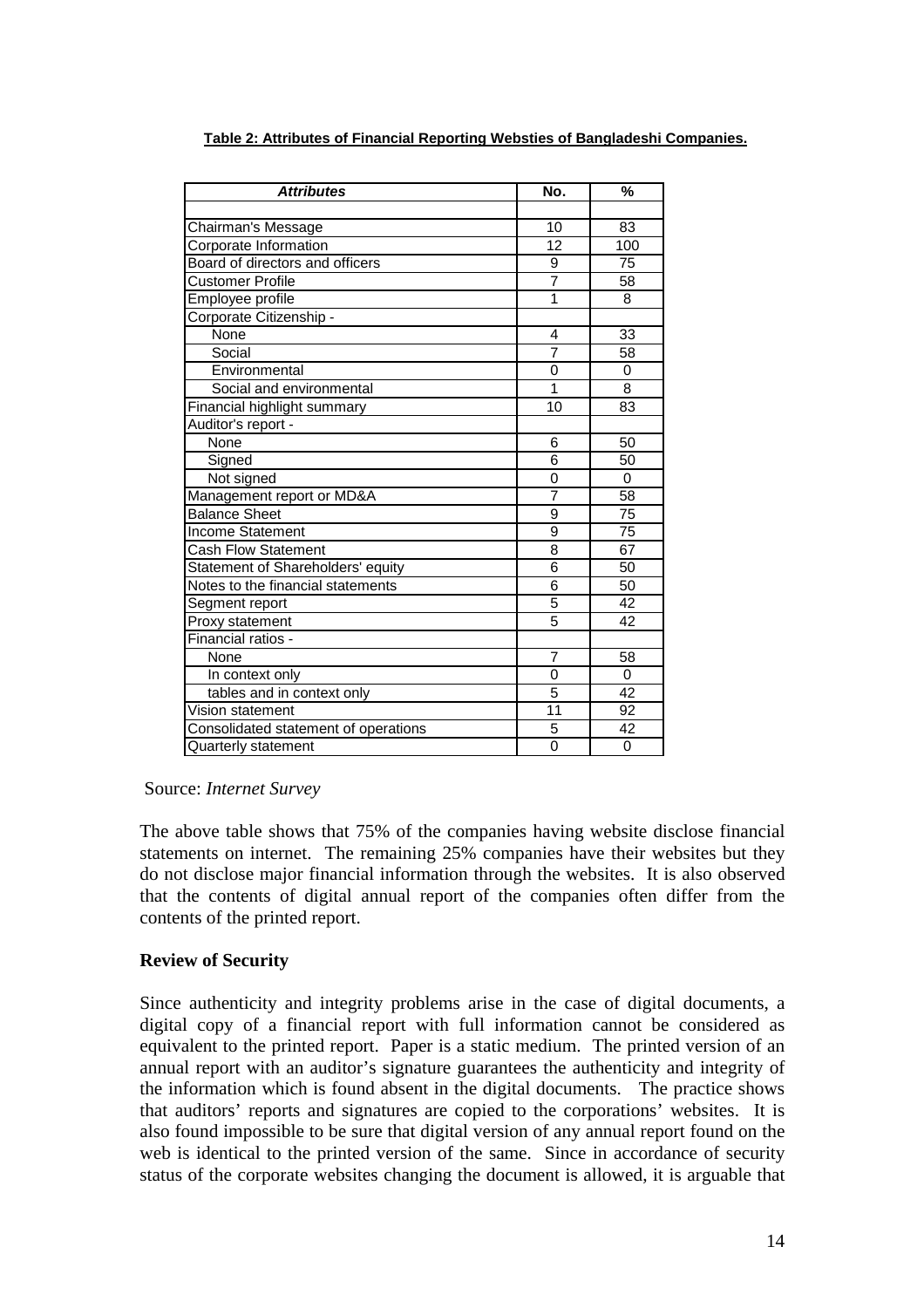**Table 2: Attributes of Financial Reporting Websties of Bangladeshi Companies.**

| ***Attributes*** | **No.** | **%** |
|---|---|---|
| | | |
| Chairman's Message | 10 | 83 |
| Corporate Information | 12 | 100 |
| Board of directors and officers | 9 | 75 |
| Customer Profile | 7 | 58 |
| Employee profile | 1 | 8 |
| Corporate Citizenship - | | |
| None | 4 | 33 |
| Social | 7 | 58 |
| Environmental | 0 | 0 |
| Social and environmental | 1 | 8 |
| Financial highlight summary | 10 | 83 |
| Auditor's report - | | |
| None | 6 | 50 |
| Signed | 6 | 50 |
| Not signed | 0 | 0 |
| Management report or MD&A | 7 | 58 |
| Balance Sheet | 9 | 75 |
| Income Statement | 9 | 75 |
| Cash Flow Statement | 8 | 67 |
| Statement of Shareholders' equity | 6 | 50 |
| Notes to the financial statements | 6 | 50 |
| Segment report | 5 | 42 |
| Proxy statement | 5 | 42 |
| Financial ratios - | | |
| None | 7 | 58 |
| In context only | 0 | 0 |
| tables and in context only | 5 | 42 |
| Vision statement | 11 | 92 |
| Consolidated statement of operations | 5 | 42 |
| Quarterly statement | 0 | 0 |

Source: *Internet Survey*

The above table shows that 75% of the companies having website disclose financial statements on internet. The remaining 25% companies have their websites but they do not disclose major financial information through the websites. It is also observed that the contents of digital annual report of the companies often differ from the contents of the printed report.

**Review of Security**

Since authenticity and integrity problems arise in the case of digital documents, a digital copy of a financial report with full information cannot be considered as equivalent to the printed report. Paper is a static medium. The printed version of an annual report with an auditor's signature guarantees the authenticity and integrity of the information which is found absent in the digital documents. The practice shows that auditors' reports and signatures are copied to the corporations' websites. It is also found impossible to be sure that digital version of any annual report found on the web is identical to the printed version of the same. Since in accordance of security status of the corporate websites changing the document is allowed, it is arguable that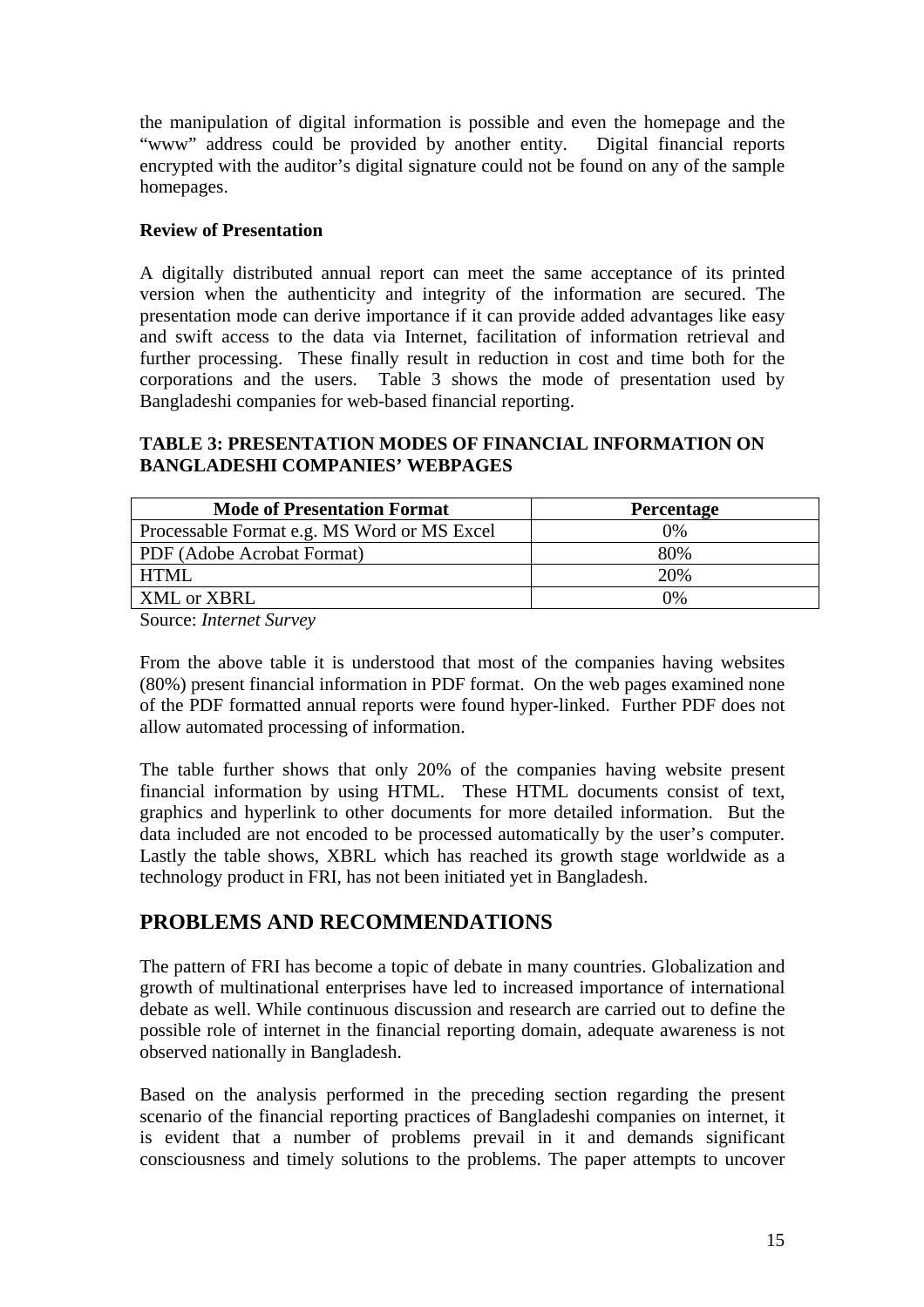the manipulation of digital information is possible and even the homepage and the "www" address could be provided by another entity. Digital financial reports encrypted with the auditor's digital signature could not be found on any of the sample homepages.

**Review of Presentation**

A digitally distributed annual report can meet the same acceptance of its printed version when the authenticity and integrity of the information are secured. The presentation mode can derive importance if it can provide added advantages like easy and swift access to the data via Internet, facilitation of information retrieval and further processing. These finally result in reduction in cost and time both for the corporations and the users. Table 3 shows the mode of presentation used by Bangladeshi companies for web-based financial reporting.

**TABLE 3: PRESENTATION MODES OF FINANCIAL INFORMATION ON BANGLADESHI COMPANIES' WEBPAGES**

| Mode of Presentation Format | Percentage |
|---|---|
| Processable Format e.g. MS Word or MS Excel | 0% |
| PDF (Adobe Acrobat Format) | 80% |
| HTML | 20% |
| XML or XBRL | 0% |

Source: *Internet Survey*

From the above table it is understood that most of the companies having websites (80%) present financial information in PDF format. On the web pages examined none of the PDF formatted annual reports were found hyper-linked. Further PDF does not allow automated processing of information.

The table further shows that only 20% of the companies having website present financial information by using HTML. These HTML documents consist of text, graphics and hyperlink to other documents for more detailed information. But the data included are not encoded to be processed automatically by the user's computer. Lastly the table shows, XBRL which has reached its growth stage worldwide as a technology product in FRI, has not been initiated yet in Bangladesh.

## PROBLEMS AND RECOMMENDATIONS

The pattern of FRI has become a topic of debate in many countries. Globalization and growth of multinational enterprises have led to increased importance of international debate as well. While continuous discussion and research are carried out to define the possible role of internet in the financial reporting domain, adequate awareness is not observed nationally in Bangladesh.

Based on the analysis performed in the preceding section regarding the present scenario of the financial reporting practices of Bangladeshi companies on internet, it is evident that a number of problems prevail in it and demands significant consciousness and timely solutions to the problems. The paper attempts to uncover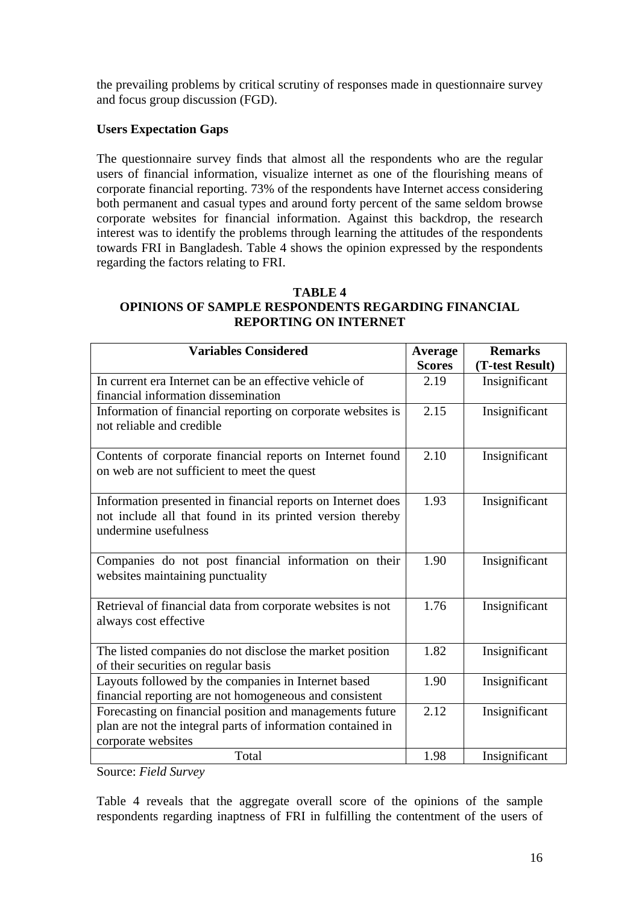the prevailing problems by critical scrutiny of responses made in questionnaire survey and focus group discussion (FGD).

**Users Expectation Gaps**

The questionnaire survey finds that almost all the respondents who are the regular users of financial information, visualize internet as one of the flourishing means of corporate financial reporting. 73% of the respondents have Internet access considering both permanent and casual types and around forty percent of the same seldom browse corporate websites for financial information. Against this backdrop, the research interest was to identify the problems through learning the attitudes of the respondents towards FRI in Bangladesh. Table 4 shows the opinion expressed by the respondents regarding the factors relating to FRI.

**TABLE 4**
**OPINIONS OF SAMPLE RESPONDENTS REGARDING FINANCIAL REPORTING ON INTERNET**

| Variables Considered | Average Scores | Remarks (T-test Result) |
|---|---|---|
| In current era Internet can be an effective vehicle of financial information dissemination | 2.19 | Insignificant |
| Information of financial reporting on corporate websites is not reliable and credible | 2.15 | Insignificant |
| Contents of corporate financial reports on Internet found on web are not sufficient to meet the quest | 2.10 | Insignificant |
| Information presented in financial reports on Internet does not include all that found in its printed version thereby undermine usefulness | 1.93 | Insignificant |
| Companies do not post financial information on their websites maintaining punctuality | 1.90 | Insignificant |
| Retrieval of financial data from corporate websites is not always cost effective | 1.76 | Insignificant |
| The listed companies do not disclose the market position of their securities on regular basis | 1.82 | Insignificant |
| Layouts followed by the companies in Internet based financial reporting are not homogeneous and consistent | 1.90 | Insignificant |
| Forecasting on financial position and managements future plan are not the integral parts of information contained in corporate websites | 2.12 | Insignificant |
| Total | 1.98 | Insignificant |

Source: *Field Survey*

Table 4 reveals that the aggregate overall score of the opinions of the sample respondents regarding inaptness of FRI in fulfilling the contentment of the users of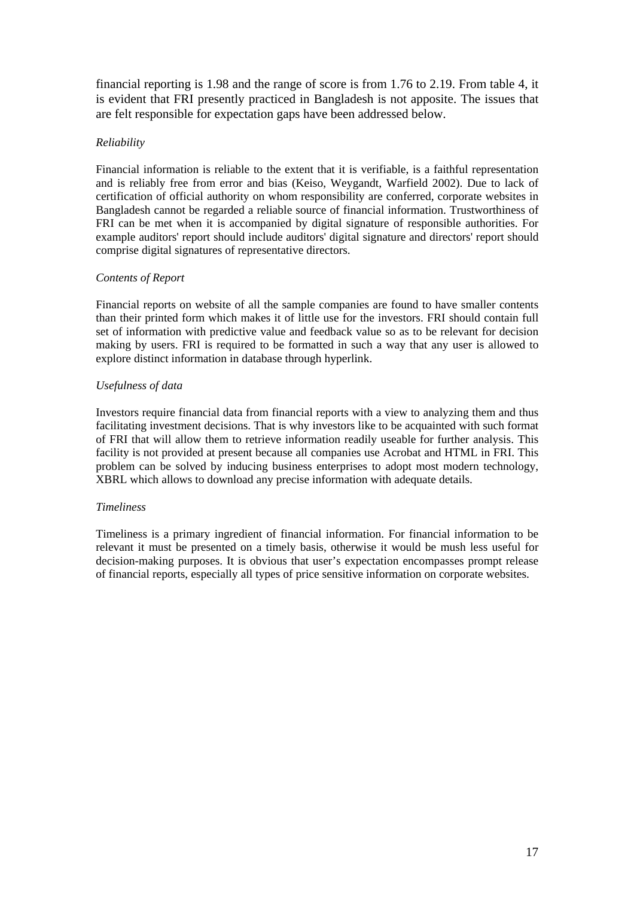financial reporting is 1.98 and the range of score is from 1.76 to 2.19. From table 4, it is evident that FRI presently practiced in Bangladesh is not apposite. The issues that are felt responsible for expectation gaps have been addressed below.

*Reliability*

Financial information is reliable to the extent that it is verifiable, is a faithful representation and is reliably free from error and bias (Keiso, Weygandt, Warfield 2002). Due to lack of certification of official authority on whom responsibility are conferred, corporate websites in Bangladesh cannot be regarded a reliable source of financial information. Trustworthiness of FRI can be met when it is accompanied by digital signature of responsible authorities. For example auditors' report should include auditors' digital signature and directors' report should comprise digital signatures of representative directors.

*Contents of Report*

Financial reports on website of all the sample companies are found to have smaller contents than their printed form which makes it of little use for the investors. FRI should contain full set of information with predictive value and feedback value so as to be relevant for decision making by users. FRI is required to be formatted in such a way that any user is allowed to explore distinct information in database through hyperlink.

*Usefulness of data*

Investors require financial data from financial reports with a view to analyzing them and thus facilitating investment decisions. That is why investors like to be acquainted with such format of FRI that will allow them to retrieve information readily useable for further analysis. This facility is not provided at present because all companies use Acrobat and HTML in FRI. This problem can be solved by inducing business enterprises to adopt most modern technology, XBRL which allows to download any precise information with adequate details.

*Timeliness*

Timeliness is a primary ingredient of financial information. For financial information to be relevant it must be presented on a timely basis, otherwise it would be mush less useful for decision-making purposes. It is obvious that user's expectation encompasses prompt release of financial reports, especially all types of price sensitive information on corporate websites.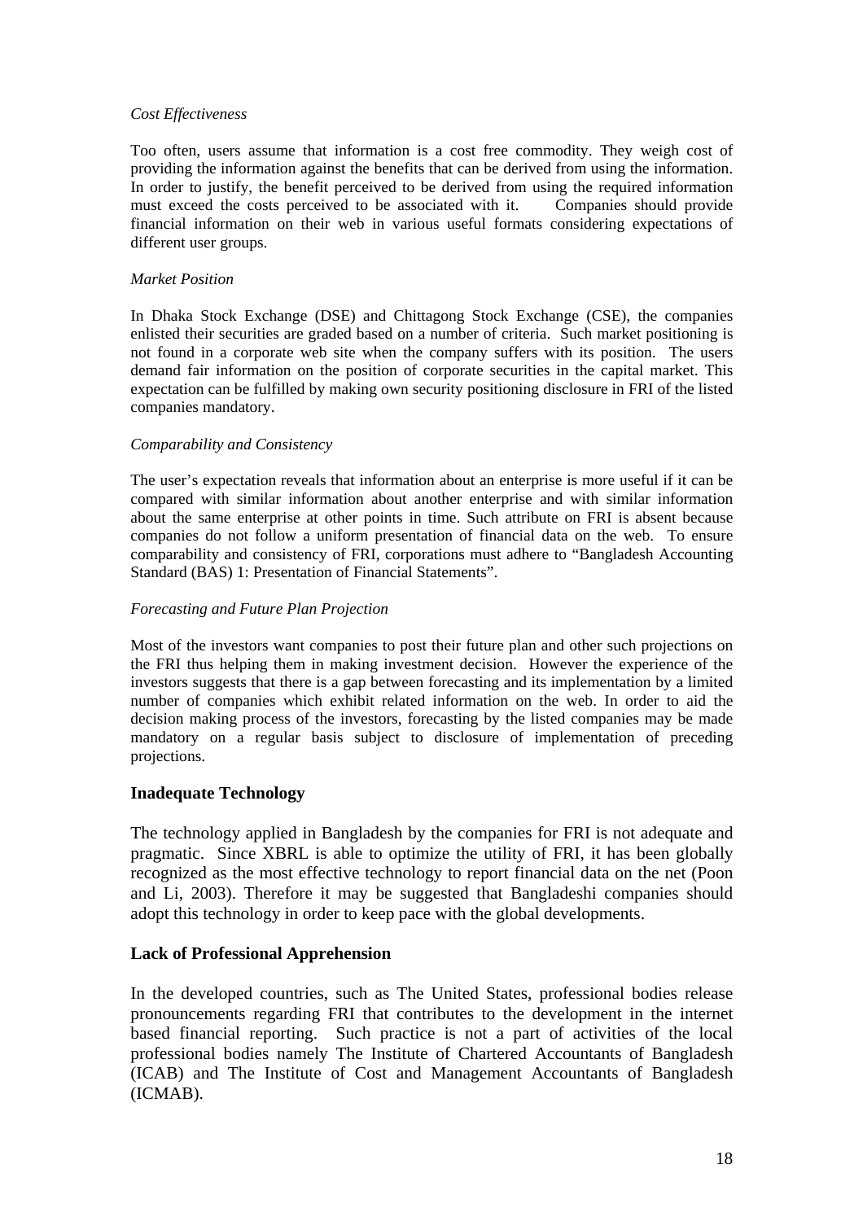*Cost Effectiveness*

Too often, users assume that information is a cost free commodity. They weigh cost of providing the information against the benefits that can be derived from using the information. In order to justify, the benefit perceived to be derived from using the required information must exceed the costs perceived to be associated with it. Companies should provide financial information on their web in various useful formats considering expectations of different user groups.

*Market Position*

In Dhaka Stock Exchange (DSE) and Chittagong Stock Exchange (CSE), the companies enlisted their securities are graded based on a number of criteria. Such market positioning is not found in a corporate web site when the company suffers with its position. The users demand fair information on the position of corporate securities in the capital market. This expectation can be fulfilled by making own security positioning disclosure in FRI of the listed companies mandatory.

*Comparability and Consistency*

The user's expectation reveals that information about an enterprise is more useful if it can be compared with similar information about another enterprise and with similar information about the same enterprise at other points in time. Such attribute on FRI is absent because companies do not follow a uniform presentation of financial data on the web. To ensure comparability and consistency of FRI, corporations must adhere to "Bangladesh Accounting Standard (BAS) 1: Presentation of Financial Statements".

*Forecasting and Future Plan Projection*

Most of the investors want companies to post their future plan and other such projections on the FRI thus helping them in making investment decision. However the experience of the investors suggests that there is a gap between forecasting and its implementation by a limited number of companies which exhibit related information on the web. In order to aid the decision making process of the investors, forecasting by the listed companies may be made mandatory on a regular basis subject to disclosure of implementation of preceding projections.

## Inadequate Technology

The technology applied in Bangladesh by the companies for FRI is not adequate and pragmatic. Since XBRL is able to optimize the utility of FRI, it has been globally recognized as the most effective technology to report financial data on the net (Poon and Li, 2003). Therefore it may be suggested that Bangladeshi companies should adopt this technology in order to keep pace with the global developments.

## Lack of Professional Apprehension

In the developed countries, such as The United States, professional bodies release pronouncements regarding FRI that contributes to the development in the internet based financial reporting. Such practice is not a part of activities of the local professional bodies namely The Institute of Chartered Accountants of Bangladesh (ICAB) and The Institute of Cost and Management Accountants of Bangladesh (ICMAB).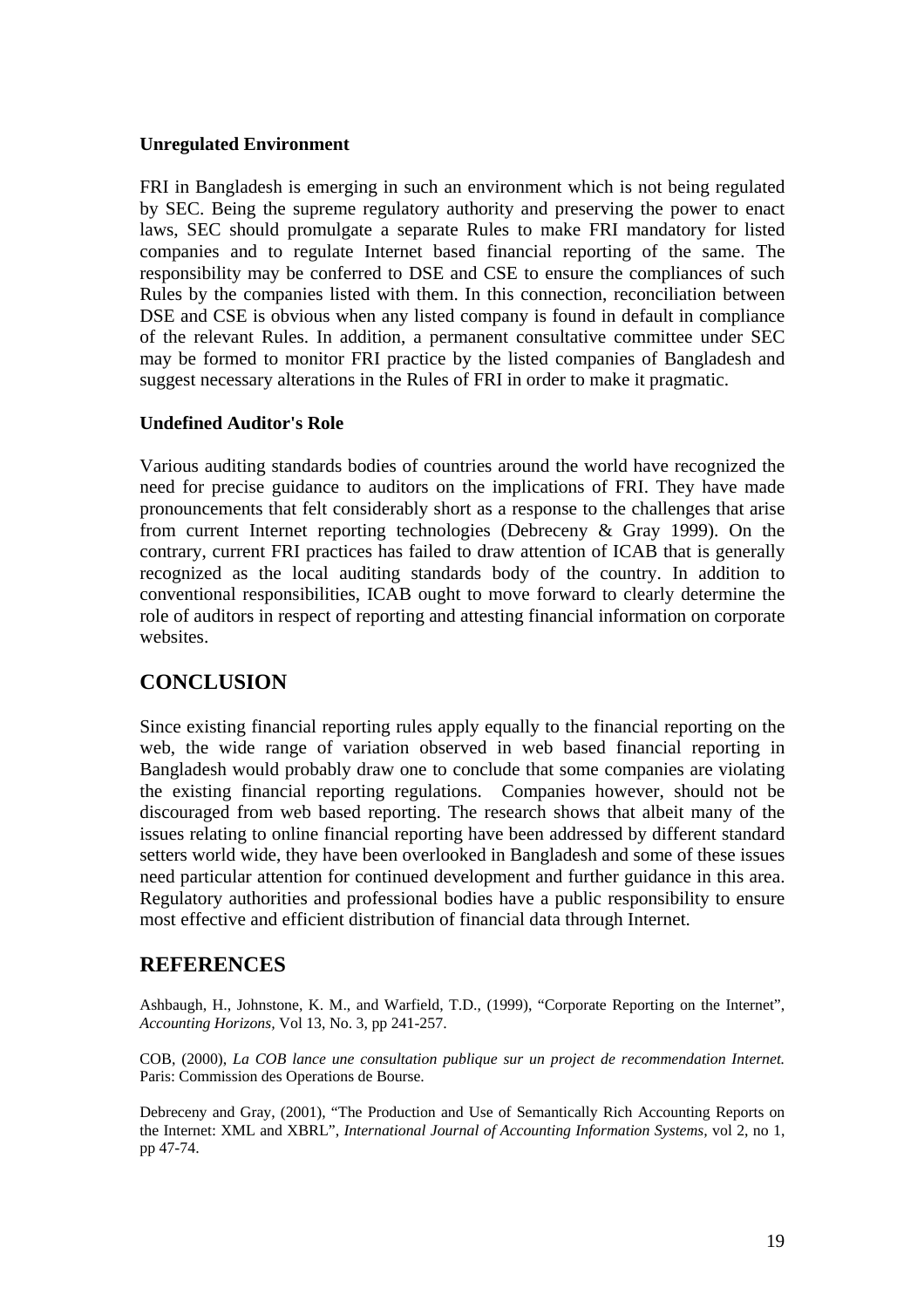### Unregulated Environment

FRI in Bangladesh is emerging in such an environment which is not being regulated by SEC. Being the supreme regulatory authority and preserving the power to enact laws, SEC should promulgate a separate Rules to make FRI mandatory for listed companies and to regulate Internet based financial reporting of the same. The responsibility may be conferred to DSE and CSE to ensure the compliances of such Rules by the companies listed with them. In this connection, reconciliation between DSE and CSE is obvious when any listed company is found in default in compliance of the relevant Rules. In addition, a permanent consultative committee under SEC may be formed to monitor FRI practice by the listed companies of Bangladesh and suggest necessary alterations in the Rules of FRI in order to make it pragmatic.

### Undefined Auditor's Role

Various auditing standards bodies of countries around the world have recognized the need for precise guidance to auditors on the implications of FRI. They have made pronouncements that felt considerably short as a response to the challenges that arise from current Internet reporting technologies (Debreceny & Gray 1999). On the contrary, current FRI practices has failed to draw attention of ICAB that is generally recognized as the local auditing standards body of the country. In addition to conventional responsibilities, ICAB ought to move forward to clearly determine the role of auditors in respect of reporting and attesting financial information on corporate websites.

## CONCLUSION

Since existing financial reporting rules apply equally to the financial reporting on the web, the wide range of variation observed in web based financial reporting in Bangladesh would probably draw one to conclude that some companies are violating the existing financial reporting regulations. Companies however, should not be discouraged from web based reporting. The research shows that albeit many of the issues relating to online financial reporting have been addressed by different standard setters world wide, they have been overlooked in Bangladesh and some of these issues need particular attention for continued development and further guidance in this area. Regulatory authorities and professional bodies have a public responsibility to ensure most effective and efficient distribution of financial data through Internet.

## REFERENCES

Ashbaugh, H., Johnstone, K. M., and Warfield, T.D., (1999), "Corporate Reporting on the Internet", *Accounting Horizons*, Vol 13, No. 3, pp 241-257.

COB, (2000), *La COB lance une consultation publique sur un project de recommendation Internet.* Paris: Commission des Operations de Bourse.

Debreceny and Gray, (2001), "The Production and Use of Semantically Rich Accounting Reports on the Internet: XML and XBRL", *International Journal of Accounting Information Systems*, vol 2, no 1, pp 47-74.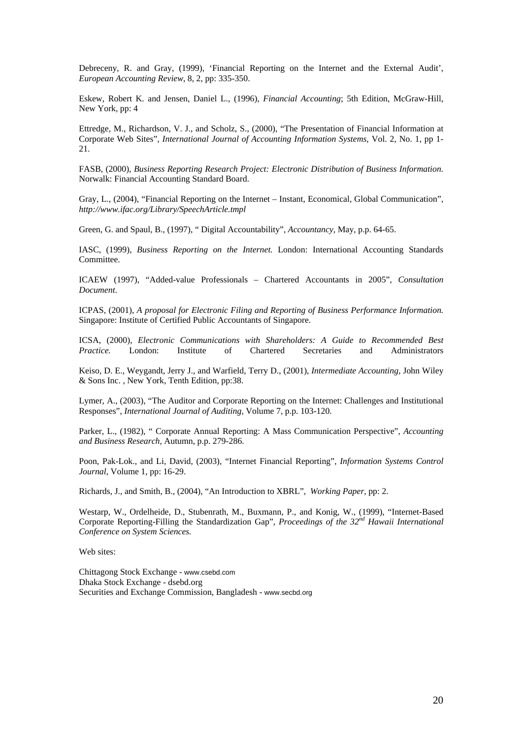Debreceny, R. and Gray, (1999), 'Financial Reporting on the Internet and the External Audit', *European Accounting Review*, 8, 2, pp: 335-350.

Eskew, Robert K. and Jensen, Daniel L., (1996), *Financial Accounting*; 5th Edition, McGraw-Hill, New York, pp: 4

Ettredge, M., Richardson, V. J., and Scholz, S., (2000), "The Presentation of Financial Information at Corporate Web Sites", *International Journal of Accounting Information Systems*, Vol. 2, No. 1, pp 1-21.

FASB, (2000), *Business Reporting Research Project: Electronic Distribution of Business Information.* Norwalk: Financial Accounting Standard Board.

Gray, L., (2004), "Financial Reporting on the Internet – Instant, Economical, Global Communication", *http://www.ifac.org/Library/SpeechArticle.tmpl*

Green, G. and Spaul, B., (1997), " Digital Accountability", *Accountancy,* May, p.p. 64-65.

IASC, (1999), *Business Reporting on the Internet.* London: International Accounting Standards Committee.

ICAEW (1997), "Added-value Professionals – Chartered Accountants in 2005", *Consultation Document*.

ICPAS, (2001), *A proposal for Electronic Filing and Reporting of Business Performance Information.* Singapore: Institute of Certified Public Accountants of Singapore.

ICSA, (2000), *Electronic Communications with Shareholders: A Guide to Recommended Best Practice.* London: Institute of Chartered Secretaries and Administrators

Keiso, D. E., Weygandt, Jerry J., and Warfield, Terry D., (2001), *Intermediate Accounting*, John Wiley & Sons Inc. , New York, Tenth Edition, pp:38.

Lymer, A., (2003), "The Auditor and Corporate Reporting on the Internet: Challenges and Institutional Responses", *International Journal of Auditing,* Volume 7, p.p. 103-120.

Parker, L., (1982), " Corporate Annual Reporting: A Mass Communication Perspective", *Accounting and Business Research*, Autumn, p.p. 279-286.

Poon, Pak-Lok., and Li, David, (2003), "Internet Financial Reporting", *Information Systems Control Journal*, Volume 1, pp: 16-29.

Richards, J., and Smith, B., (2004), "An Introduction to XBRL", *Working Paper,* pp: 2.

Westarp, W., Ordelheide, D., Stubenrath, M., Buxmann, P., and Konig, W., (1999), "Internet-Based Corporate Reporting-Filling the Standardization Gap", *Proceedings of the 32nd Hawaii International Conference on System Sciences.*

Web sites:

Chittagong Stock Exchange - www.csebd.com
Dhaka Stock Exchange - dsebd.org
Securities and Exchange Commission, Bangladesh - www.secbd.org